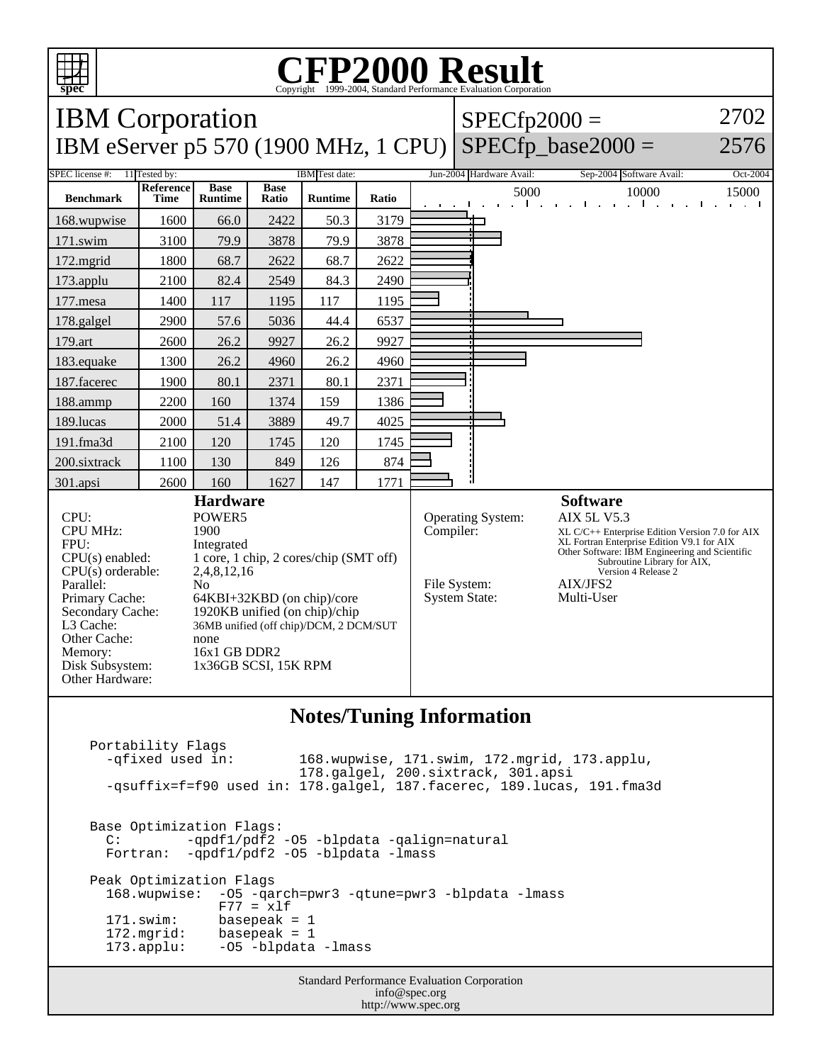# CFP2000 Result

Copyright 1999-2004, Standard Performance Evaluation Corporation

## IBM Corporation
## IBM eServer p5 570 (1900 MHz, 1 CPU)

SPECfp2000 = 2702
SPECfp_base2000 = 2576

| SPEC license #: | 11 | Tested by: | IBM | Test date: | Jun-2004 | Hardware Avail: | Sep-2004 | Software Avail: | Oct-2004 |
|---|---|---|---|---|---|---|---|---|---|

| Benchmark | Reference Time | Base Runtime | Base Ratio | Runtime | Ratio |
|---|---|---|---|---|---|
| 168.wupwise | 1600 | 66.0 | 2422 | 50.3 | 3179 |
| 171.swim | 3100 | 79.9 | 3878 | 79.9 | 3878 |
| 172.mgrid | 1800 | 68.7 | 2622 | 68.7 | 2622 |
| 173.applu | 2100 | 82.4 | 2549 | 84.3 | 2490 |
| 177.mesa | 1400 | 117 | 1195 | 117 | 1195 |
| 178.galgel | 2900 | 57.6 | 5036 | 44.4 | 6537 |
| 179.art | 2600 | 26.2 | 9927 | 26.2 | 9927 |
| 183.equake | 1300 | 26.2 | 4960 | 26.2 | 4960 |
| 187.facerec | 1900 | 80.1 | 2371 | 80.1 | 2371 |
| 188.ammp | 2200 | 160 | 1374 | 159 | 1386 |
| 189.lucas | 2000 | 51.4 | 3889 | 49.7 | 4025 |
| 191.fma3d | 2100 | 120 | 1745 | 120 | 1745 |
| 200.sixtrack | 1100 | 130 | 849 | 126 | 874 |
| 301.apsi | 2600 | 160 | 1627 | 147 | 1771 |

### Hardware

| | |
|---|---|
| CPU: | POWER5 |
| CPU MHz: | 1900 |
| FPU: | Integrated |
| CPU(s) enabled: | 1 core, 1 chip, 2 cores/chip (SMT off) |
| CPU(s) orderable: | 2,4,8,12,16 |
| Parallel: | No |
| Primary Cache: | 64KBI+32KBD (on chip)/core |
| Secondary Cache: | 1920KB unified (on chip)/chip |
| L3 Cache: | 36MB unified (off chip)/DCM, 2 DCM/SUT |
| Other Cache: | none |
| Memory: | 16x1 GB DDR2 |
| Disk Subsystem: | 1x36GB SCSI, 15K RPM |
| Other Hardware: | |

### Software

| | |
|---|---|
| Operating System: | AIX 5L V5.3 |
| Compiler: | XL C/C++ Enterprise Edition Version 7.0 for AIX<br>XL Fortran Enterprise Edition V9.1 for AIX<br>Other Software: IBM Engineering and Scientific Subroutine Library for AIX, Version 4 Release 2 |
| File System: | AIX/JFS2 |
| System State: | Multi-User |

## Notes/Tuning Information

```
Portability Flags
  -qfixed used in:        168.wupwise, 171.swim, 172.mgrid, 173.applu,
                          178.galgel, 200.sixtrack, 301.apsi
  -qsuffix=f=f90 used in: 178.galgel, 187.facerec, 189.lucas, 191.fma3d


Base Optimization Flags:
  C:        -qpdf1/pdf2 -O5 -blpdata -qalign=natural
  Fortran:  -qpdf1/pdf2 -O5 -blpdata -lmass

Peak Optimization Flags
  168.wupwise:  -O5 -qarch=pwr3 -qtune=pwr3 -blpdata -lmass
                F77 = xlf
  171.swim:     basepeak = 1
  172.mgrid:    basepeak = 1
  173.applu:    -O5 -blpdata -lmass
```

Standard Performance Evaluation Corporation
info@spec.org
http://www.spec.org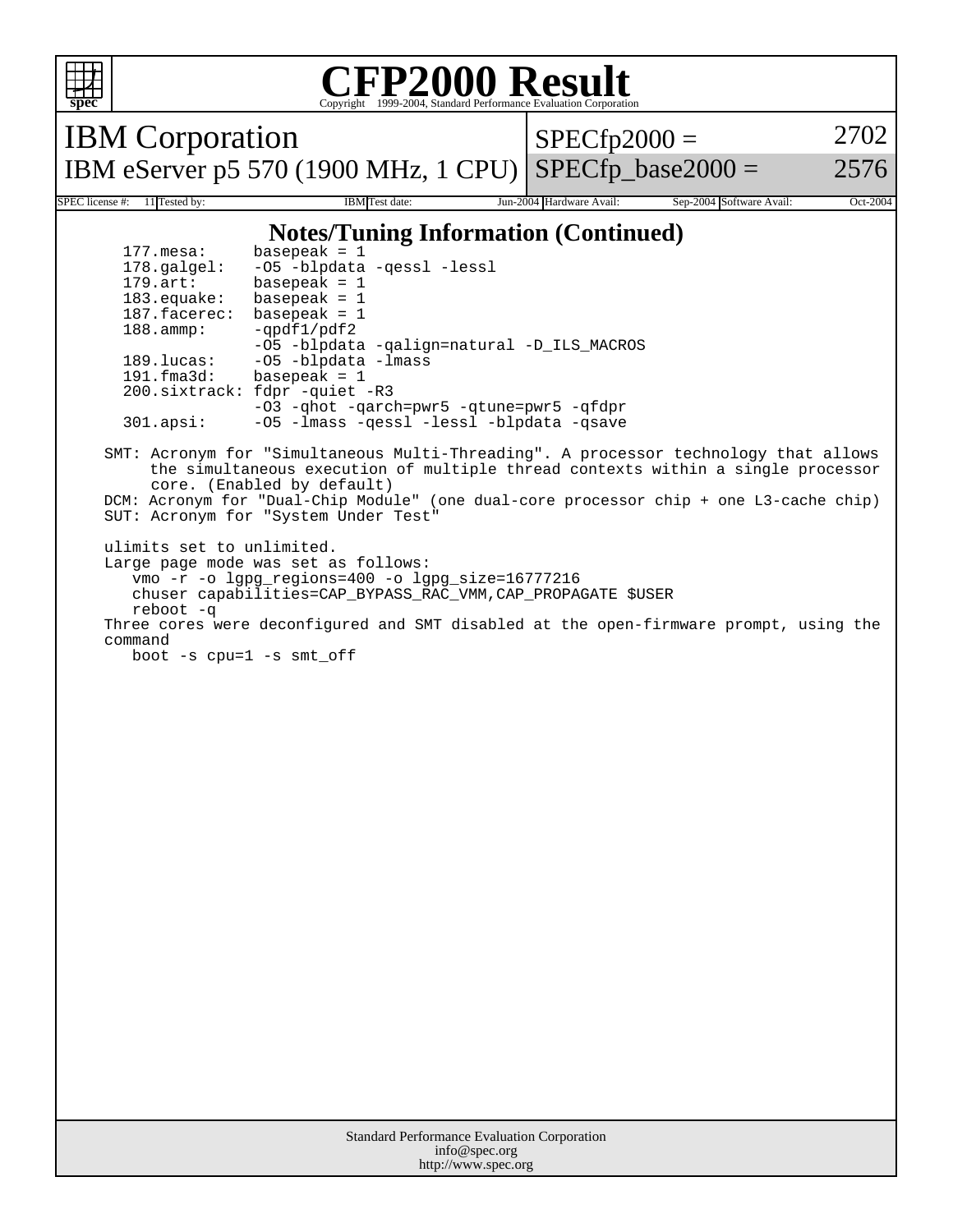# CFP2000 Result

Copyright 1999-2004, Standard Performance Evaluation Corporation

IBM Corporation

IBM eServer p5 570 (1900 MHz, 1 CPU)

SPECfp2000 = 2702

SPECfp_base2000 = 2576

| SPEC license #: | 11 | Tested by: | IBM | Test date: | Jun-2004 | Hardware Avail: | Sep-2004 | Software Avail: | Oct-2004 |
|---|---|---|---|---|---|---|---|---|---|

## Notes/Tuning Information (Continued)

```
  177.mesa:     basepeak = 1
  178.galgel:   -O5 -blpdata -qessl -lessl
  179.art:      basepeak = 1
  183.equake:   basepeak = 1
  187.facerec:  basepeak = 1
  188.ammp:     -qpdf1/pdf2
                -O5 -blpdata -qalign=natural -D_ILS_MACROS
  189.lucas:    -O5 -blpdata -lmass
  191.fma3d:    basepeak = 1
  200.sixtrack: fdpr -quiet -R3
                -O3 -qhot -qarch=pwr5 -qtune=pwr5 -qfdpr
  301.apsi:     -O5 -lmass -qessl -lessl -blpdata -qsave

SMT: Acronym for "Simultaneous Multi-Threading". A processor technology that allows
     the simultaneous execution of multiple thread contexts within a single processor
     core. (Enabled by default)
DCM: Acronym for "Dual-Chip Module" (one dual-core processor chip + one L3-cache chip)
SUT: Acronym for "System Under Test"

ulimits set to unlimited.
Large page mode was set as follows:
   vmo -r -o lgpg_regions=400 -o lgpg_size=16777216
   chuser capabilities=CAP_BYPASS_RAC_VMM,CAP_PROPAGATE $USER
   reboot -q
Three cores were deconfigured and SMT disabled at the open-firmware prompt, using the
command
   boot -s cpu=1 -s smt_off
```

Standard Performance Evaluation Corporation
info@spec.org
http://www.spec.org